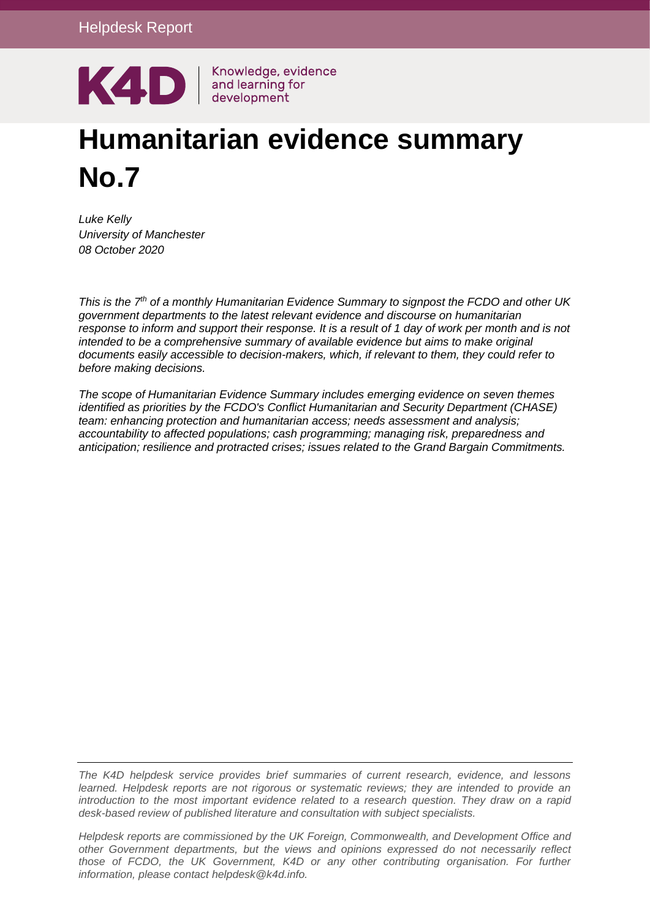Helpdesk Report

K4D | Knowledge, evidence and learning for development

# Humanitarian evidence summary No.7

*Luke Kelly*
*University of Manchester*
*08 October 2020*

*This is the 7[th] of a monthly Humanitarian Evidence Summary to signpost the FCDO and other UK government departments to the latest relevant evidence and discourse on humanitarian response to inform and support their response. It is a result of 1 day of work per month and is not intended to be a comprehensive summary of available evidence but aims to make original documents easily accessible to decision-makers, which, if relevant to them, they could refer to before making decisions.*

*The scope of Humanitarian Evidence Summary includes emerging evidence on seven themes identified as priorities by the FCDO's Conflict Humanitarian and Security Department (CHASE) team: enhancing protection and humanitarian access; needs assessment and analysis; accountability to affected populations; cash programming; managing risk, preparedness and anticipation; resilience and protracted crises; issues related to the Grand Bargain Commitments.*

*The K4D helpdesk service provides brief summaries of current research, evidence, and lessons learned. Helpdesk reports are not rigorous or systematic reviews; they are intended to provide an introduction to the most important evidence related to a research question. They draw on a rapid desk-based review of published literature and consultation with subject specialists.*

*Helpdesk reports are commissioned by the UK Foreign, Commonwealth, and Development Office and other Government departments, but the views and opinions expressed do not necessarily reflect those of FCDO, the UK Government, K4D or any other contributing organisation. For further information, please contact helpdesk@k4d.info.*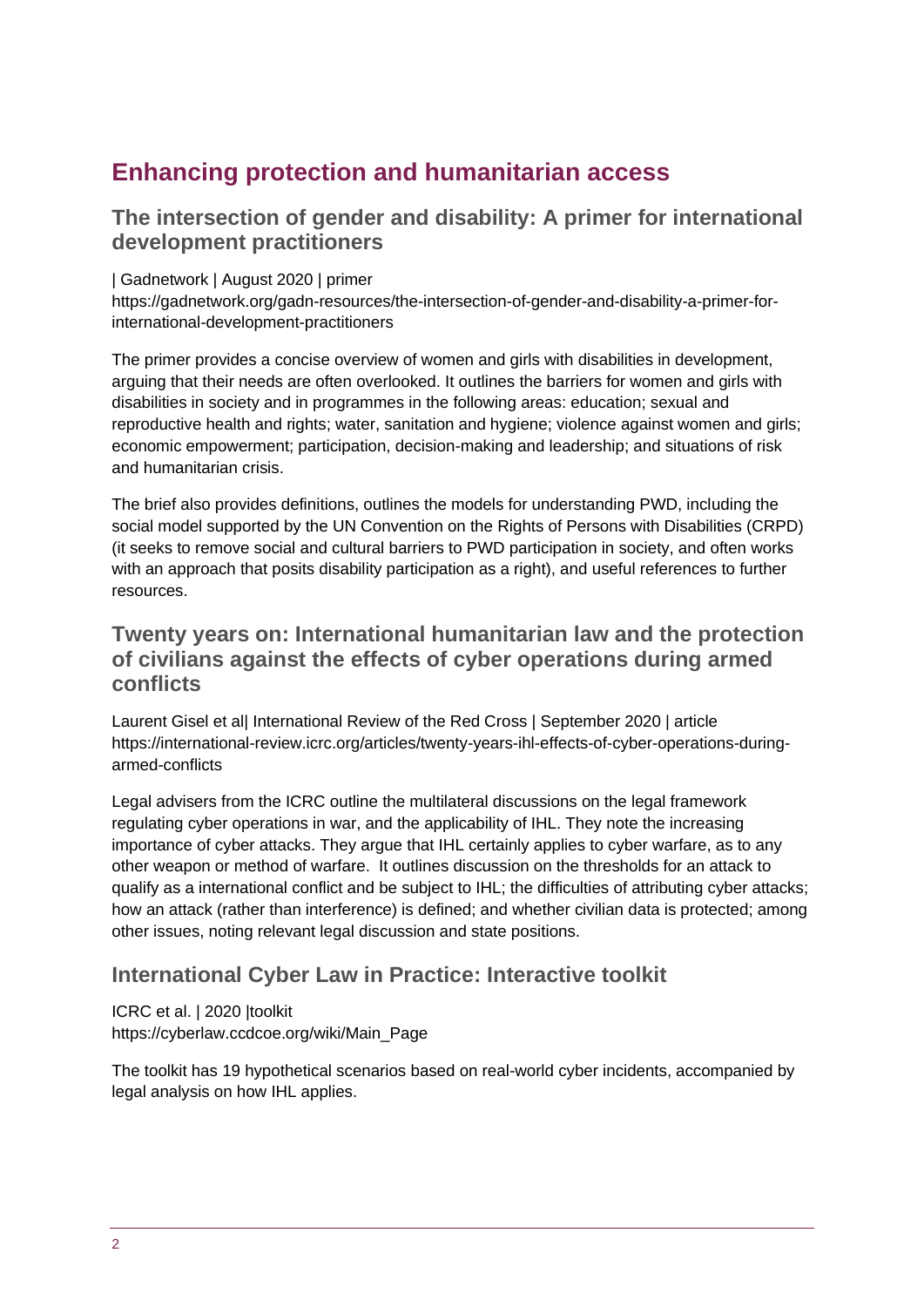## Enhancing protection and humanitarian access

### The intersection of gender and disability: A primer for international development practitioners

| Gadnetwork | August 2020 | primer
https://gadnetwork.org/gadn-resources/the-intersection-of-gender-and-disability-a-primer-for-international-development-practitioners

The primer provides a concise overview of women and girls with disabilities in development, arguing that their needs are often overlooked. It outlines the barriers for women and girls with disabilities in society and in programmes in the following areas: education; sexual and reproductive health and rights; water, sanitation and hygiene; violence against women and girls; economic empowerment; participation, decision-making and leadership; and situations of risk and humanitarian crisis.

The brief also provides definitions, outlines the models for understanding PWD, including the social model supported by the UN Convention on the Rights of Persons with Disabilities (CRPD) (it seeks to remove social and cultural barriers to PWD participation in society, and often works with an approach that posits disability participation as a right), and useful references to further resources.

### Twenty years on: International humanitarian law and the protection of civilians against the effects of cyber operations during armed conflicts

Laurent Gisel et al| International Review of the Red Cross | September 2020 | article
https://international-review.icrc.org/articles/twenty-years-ihl-effects-of-cyber-operations-during-armed-conflicts

Legal advisers from the ICRC outline the multilateral discussions on the legal framework regulating cyber operations in war, and the applicability of IHL. They note the increasing importance of cyber attacks. They argue that IHL certainly applies to cyber warfare, as to any other weapon or method of warfare. It outlines discussion on the thresholds for an attack to qualify as a international conflict and be subject to IHL; the difficulties of attributing cyber attacks; how an attack (rather than interference) is defined; and whether civilian data is protected; among other issues, noting relevant legal discussion and state positions.

### International Cyber Law in Practice: Interactive toolkit

ICRC et al. | 2020 |toolkit
https://cyberlaw.ccdcoe.org/wiki/Main_Page

The toolkit has 19 hypothetical scenarios based on real-world cyber incidents, accompanied by legal analysis on how IHL applies.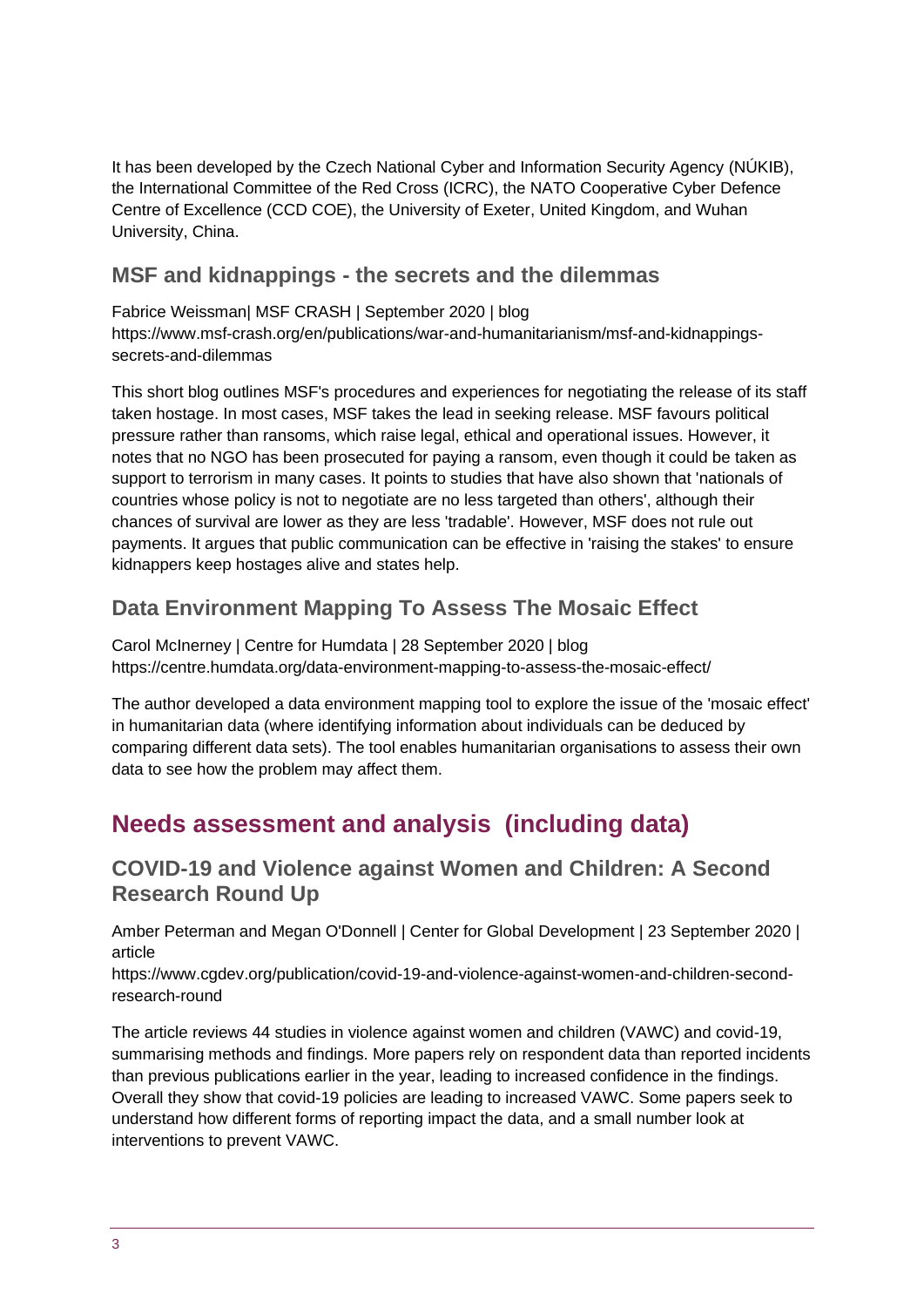It has been developed by the Czech National Cyber and Information Security Agency (NÚKIB), the International Committee of the Red Cross (ICRC), the NATO Cooperative Cyber Defence Centre of Excellence (CCD COE), the University of Exeter, United Kingdom, and Wuhan University, China.

### MSF and kidnappings - the secrets and the dilemmas

Fabrice Weissman| MSF CRASH | September 2020 | blog
https://www.msf-crash.org/en/publications/war-and-humanitarianism/msf-and-kidnappings-secrets-and-dilemmas

This short blog outlines MSF's procedures and experiences for negotiating the release of its staff taken hostage. In most cases, MSF takes the lead in seeking release. MSF favours political pressure rather than ransoms, which raise legal, ethical and operational issues. However, it notes that no NGO has been prosecuted for paying a ransom, even though it could be taken as support to terrorism in many cases. It points to studies that have also shown that 'nationals of countries whose policy is not to negotiate are no less targeted than others', although their chances of survival are lower as they are less 'tradable'. However, MSF does not rule out payments. It argues that public communication can be effective in 'raising the stakes' to ensure kidnappers keep hostages alive and states help.

### Data Environment Mapping To Assess The Mosaic Effect

Carol McInerney | Centre for Humdata | 28 September 2020 | blog
https://centre.humdata.org/data-environment-mapping-to-assess-the-mosaic-effect/

The author developed a data environment mapping tool to explore the issue of the 'mosaic effect' in humanitarian data (where identifying information about individuals can be deduced by comparing different data sets). The tool enables humanitarian organisations to assess their own data to see how the problem may affect them.

## Needs assessment and analysis (including data)

### COVID-19 and Violence against Women and Children: A Second Research Round Up

Amber Peterman and Megan O'Donnell | Center for Global Development | 23 September 2020 | article
https://www.cgdev.org/publication/covid-19-and-violence-against-women-and-children-second-research-round

The article reviews 44 studies in violence against women and children (VAWC) and covid-19, summarising methods and findings. More papers rely on respondent data than reported incidents than previous publications earlier in the year, leading to increased confidence in the findings. Overall they show that covid-19 policies are leading to increased VAWC. Some papers seek to understand how different forms of reporting impact the data, and a small number look at interventions to prevent VAWC.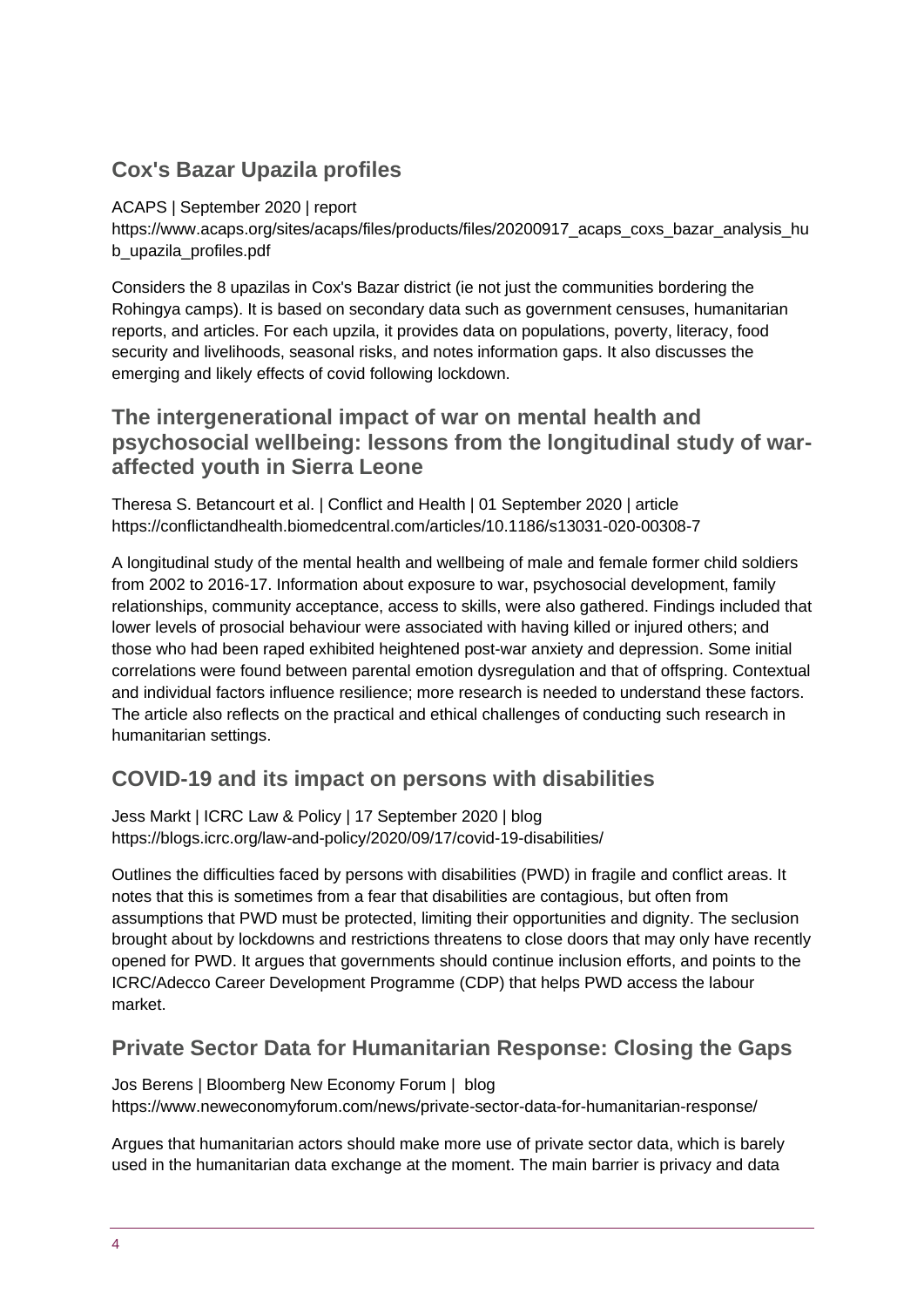## Cox's Bazar Upazila profiles

ACAPS | September 2020 | report
https://www.acaps.org/sites/acaps/files/products/files/20200917_acaps_coxs_bazar_analysis_hub_upazila_profiles.pdf

Considers the 8 upazilas in Cox's Bazar district (ie not just the communities bordering the Rohingya camps). It is based on secondary data such as government censuses, humanitarian reports, and articles. For each upzila, it provides data on populations, poverty, literacy, food security and livelihoods, seasonal risks, and notes information gaps. It also discusses the emerging and likely effects of covid following lockdown.

## The intergenerational impact of war on mental health and psychosocial wellbeing: lessons from the longitudinal study of war-affected youth in Sierra Leone

Theresa S. Betancourt et al. | Conflict and Health | 01 September 2020 | article
https://conflictandhealth.biomedcentral.com/articles/10.1186/s13031-020-00308-7

A longitudinal study of the mental health and wellbeing of male and female former child soldiers from 2002 to 2016-17. Information about exposure to war, psychosocial development, family relationships, community acceptance, access to skills, were also gathered. Findings included that lower levels of prosocial behaviour were associated with having killed or injured others; and those who had been raped exhibited heightened post-war anxiety and depression. Some initial correlations were found between parental emotion dysregulation and that of offspring. Contextual and individual factors influence resilience; more research is needed to understand these factors. The article also reflects on the practical and ethical challenges of conducting such research in humanitarian settings.

## COVID-19 and its impact on persons with disabilities

Jess Markt | ICRC Law & Policy | 17 September 2020 | blog
https://blogs.icrc.org/law-and-policy/2020/09/17/covid-19-disabilities/

Outlines the difficulties faced by persons with disabilities (PWD) in fragile and conflict areas. It notes that this is sometimes from a fear that disabilities are contagious, but often from assumptions that PWD must be protected, limiting their opportunities and dignity. The seclusion brought about by lockdowns and restrictions threatens to close doors that may only have recently opened for PWD. It argues that governments should continue inclusion efforts, and points to the ICRC/Adecco Career Development Programme (CDP) that helps PWD access the labour market.

## Private Sector Data for Humanitarian Response: Closing the Gaps

Jos Berens | Bloomberg New Economy Forum | blog
https://www.neweconomyforum.com/news/private-sector-data-for-humanitarian-response/

Argues that humanitarian actors should make more use of private sector data, which is barely used in the humanitarian data exchange at the moment. The main barrier is privacy and data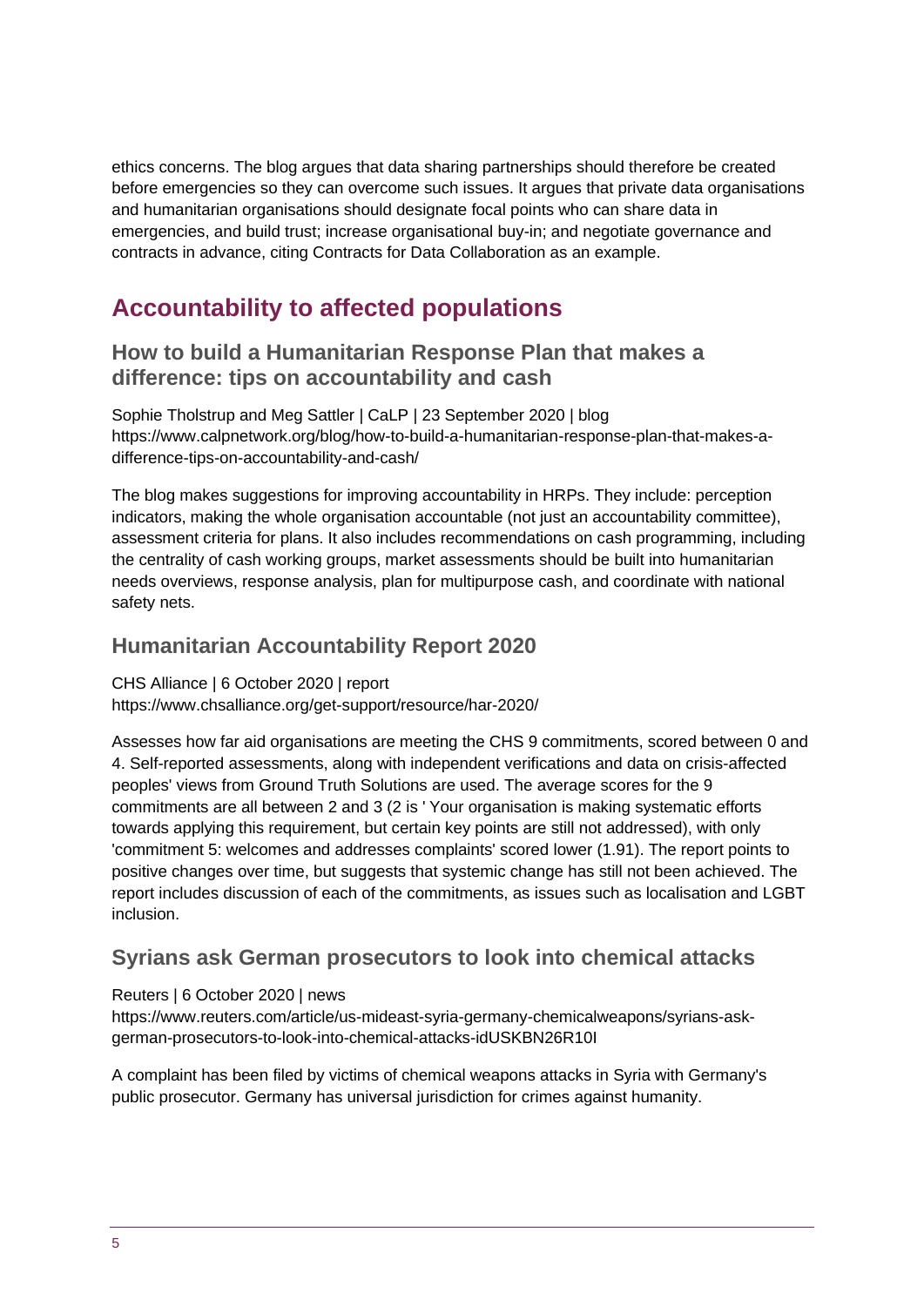ethics concerns. The blog argues that data sharing partnerships should therefore be created before emergencies so they can overcome such issues. It argues that private data organisations and humanitarian organisations should designate focal points who can share data in emergencies, and build trust; increase organisational buy-in; and negotiate governance and contracts in advance, citing Contracts for Data Collaboration as an example.

## Accountability to affected populations

### How to build a Humanitarian Response Plan that makes a difference: tips on accountability and cash

Sophie Tholstrup and Meg Sattler | CaLP | 23 September 2020 | blog
https://www.calpnetwork.org/blog/how-to-build-a-humanitarian-response-plan-that-makes-a-difference-tips-on-accountability-and-cash/

The blog makes suggestions for improving accountability in HRPs. They include: perception indicators, making the whole organisation accountable (not just an accountability committee), assessment criteria for plans. It also includes recommendations on cash programming, including the centrality of cash working groups, market assessments should be built into humanitarian needs overviews, response analysis, plan for multipurpose cash, and coordinate with national safety nets.

### Humanitarian Accountability Report 2020

CHS Alliance | 6 October 2020 | report
https://www.chsalliance.org/get-support/resource/har-2020/

Assesses how far aid organisations are meeting the CHS 9 commitments, scored between 0 and 4. Self-reported assessments, along with independent verifications and data on crisis-affected peoples' views from Ground Truth Solutions are used. The average scores for the 9 commitments are all between 2 and 3 (2 is ' Your organisation is making systematic efforts towards applying this requirement, but certain key points are still not addressed), with only 'commitment 5: welcomes and addresses complaints' scored lower (1.91). The report points to positive changes over time, but suggests that systemic change has still not been achieved. The report includes discussion of each of the commitments, as issues such as localisation and LGBT inclusion.

### Syrians ask German prosecutors to look into chemical attacks

Reuters | 6 October 2020 | news
https://www.reuters.com/article/us-mideast-syria-germany-chemicalweapons/syrians-ask-german-prosecutors-to-look-into-chemical-attacks-idUSKBN26R10I

A complaint has been filed by victims of chemical weapons attacks in Syria with Germany's public prosecutor. Germany has universal jurisdiction for crimes against humanity.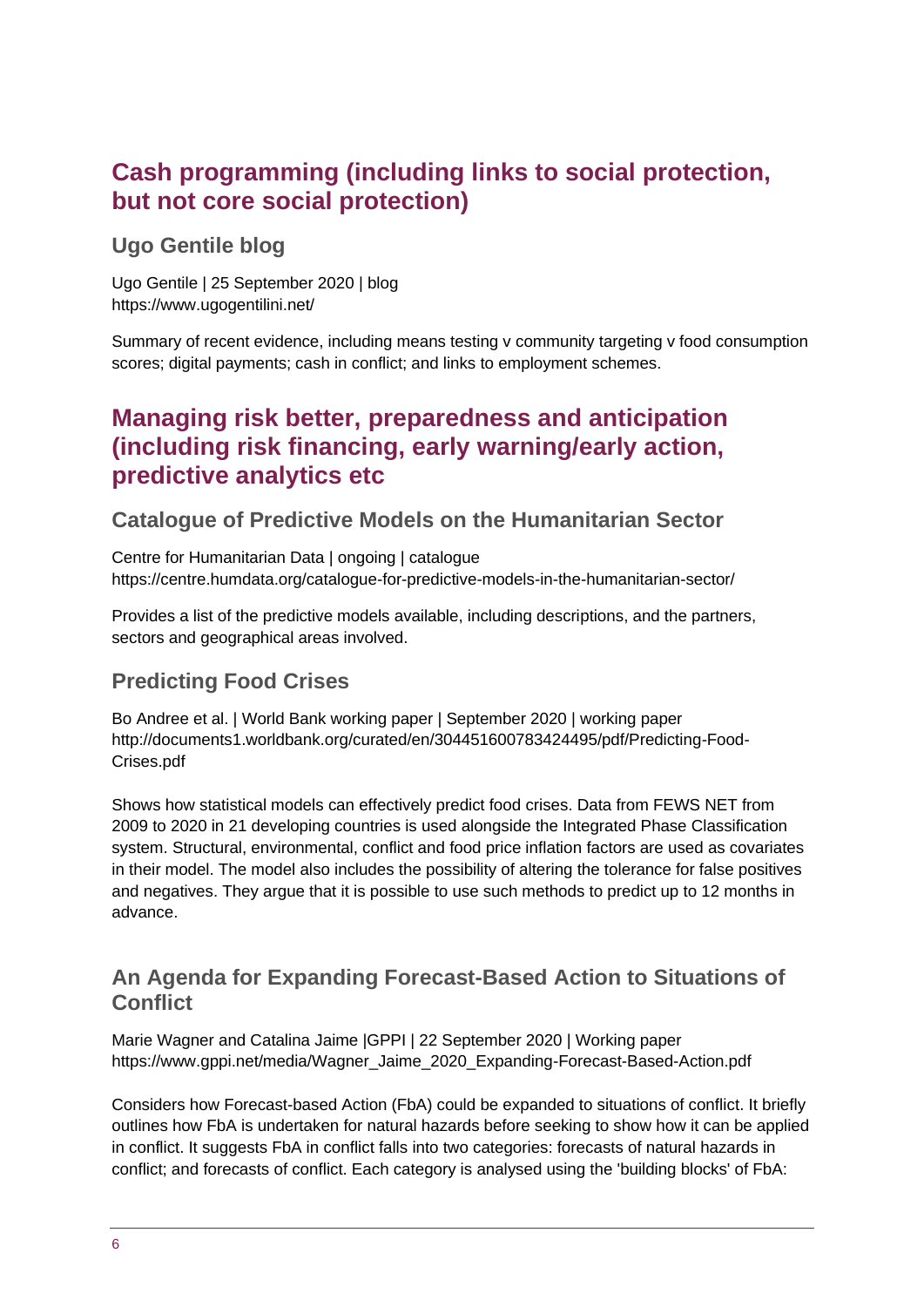## Cash programming (including links to social protection, but not core social protection)

### Ugo Gentile blog

Ugo Gentile | 25 September 2020 | blog
https://www.ugogentilini.net/

Summary of recent evidence, including means testing v community targeting v food consumption scores; digital payments; cash in conflict; and links to employment schemes.

## Managing risk better, preparedness and anticipation (including risk financing, early warning/early action, predictive analytics etc

### Catalogue of Predictive Models on the Humanitarian Sector

Centre for Humanitarian Data | ongoing | catalogue
https://centre.humdata.org/catalogue-for-predictive-models-in-the-humanitarian-sector/

Provides a list of the predictive models available, including descriptions, and the partners, sectors and geographical areas involved.

### Predicting Food Crises

Bo Andree et al. | World Bank working paper | September 2020 | working paper
http://documents1.worldbank.org/curated/en/304451600783424495/pdf/Predicting-Food-Crises.pdf

Shows how statistical models can effectively predict food crises. Data from FEWS NET from 2009 to 2020 in 21 developing countries is used alongside the Integrated Phase Classification system. Structural, environmental, conflict and food price inflation factors are used as covariates in their model. The model also includes the possibility of altering the tolerance for false positives and negatives. They argue that it is possible to use such methods to predict up to 12 months in advance.

### An Agenda for Expanding Forecast-Based Action to Situations of Conflict

Marie Wagner and Catalina Jaime |GPPI | 22 September 2020 | Working paper
https://www.gppi.net/media/Wagner_Jaime_2020_Expanding-Forecast-Based-Action.pdf

Considers how Forecast-based Action (FbA) could be expanded to situations of conflict. It briefly outlines how FbA is undertaken for natural hazards before seeking to show how it can be applied in conflict. It suggests FbA in conflict falls into two categories: forecasts of natural hazards in conflict; and forecasts of conflict. Each category is analysed using the 'building blocks' of FbA: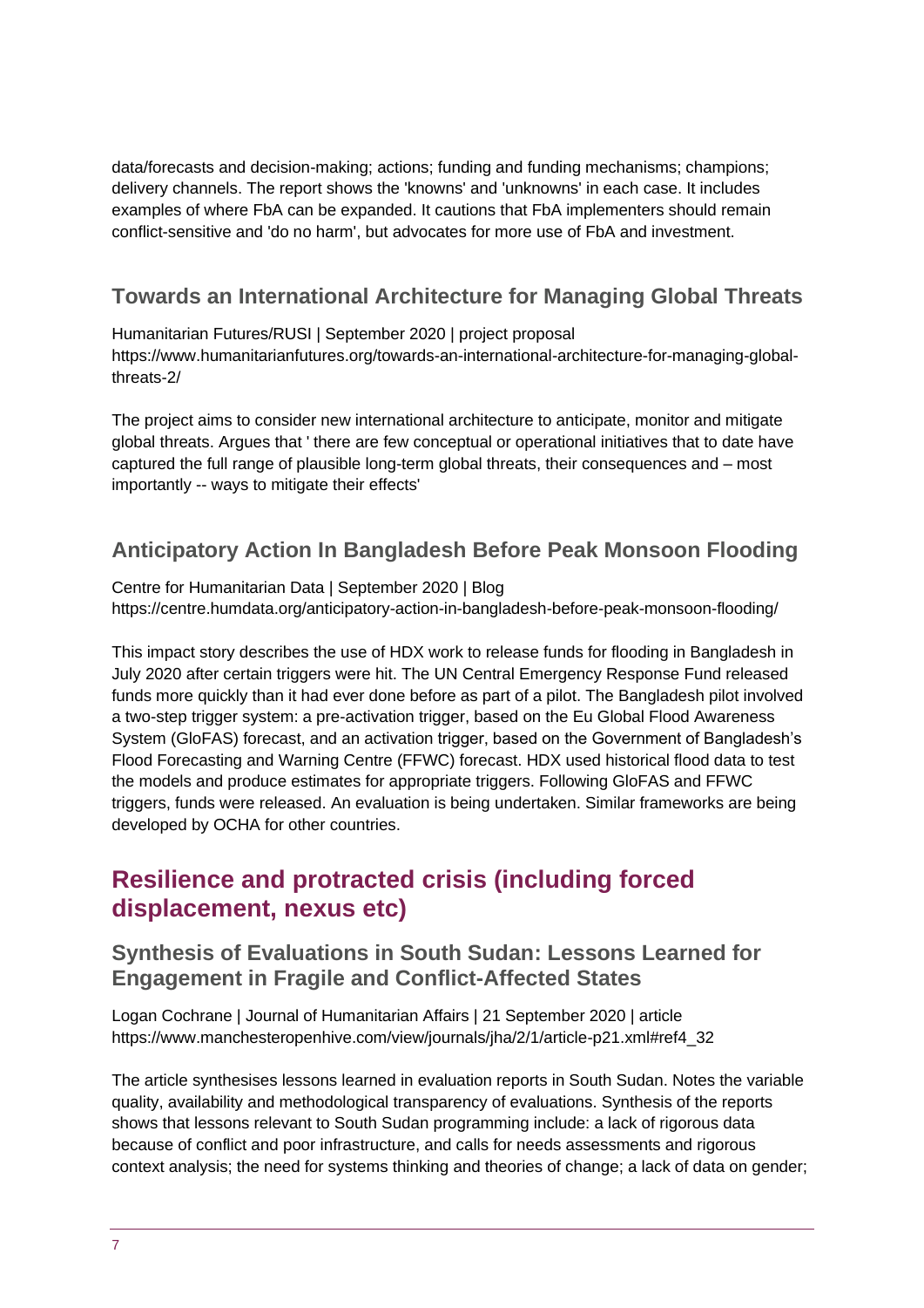data/forecasts and decision-making; actions; funding and funding mechanisms; champions; delivery channels. The report shows the 'knowns' and 'unknowns' in each case. It includes examples of where FbA can be expanded. It cautions that FbA implementers should remain conflict-sensitive and 'do no harm', but advocates for more use of FbA and investment.

### Towards an International Architecture for Managing Global Threats

Humanitarian Futures/RUSI | September 2020 | project proposal
https://www.humanitarianfutures.org/towards-an-international-architecture-for-managing-global-threats-2/

The project aims to consider new international architecture to anticipate, monitor and mitigate global threats. Argues that ' there are few conceptual or operational initiatives that to date have captured the full range of plausible long-term global threats, their consequences and – most importantly -- ways to mitigate their effects'

### Anticipatory Action In Bangladesh Before Peak Monsoon Flooding

Centre for Humanitarian Data | September 2020 | Blog
https://centre.humdata.org/anticipatory-action-in-bangladesh-before-peak-monsoon-flooding/

This impact story describes the use of HDX work to release funds for flooding in Bangladesh in July 2020 after certain triggers were hit. The UN Central Emergency Response Fund released funds more quickly than it had ever done before as part of a pilot. The Bangladesh pilot involved a two-step trigger system: a pre-activation trigger, based on the Eu Global Flood Awareness System (GloFAS) forecast, and an activation trigger, based on the Government of Bangladesh's Flood Forecasting and Warning Centre (FFWC) forecast. HDX used historical flood data to test the models and produce estimates for appropriate triggers. Following GloFAS and FFWC triggers, funds were released. An evaluation is being undertaken. Similar frameworks are being developed by OCHA for other countries.

## Resilience and protracted crisis (including forced displacement, nexus etc)

### Synthesis of Evaluations in South Sudan: Lessons Learned for Engagement in Fragile and Conflict-Affected States

Logan Cochrane | Journal of Humanitarian Affairs | 21 September 2020 | article
https://www.manchesteropenhive.com/view/journals/jha/2/1/article-p21.xml#ref4_32

The article synthesises lessons learned in evaluation reports in South Sudan. Notes the variable quality, availability and methodological transparency of evaluations. Synthesis of the reports shows that lessons relevant to South Sudan programming include: a lack of rigorous data because of conflict and poor infrastructure, and calls for needs assessments and rigorous context analysis; the need for systems thinking and theories of change; a lack of data on gender;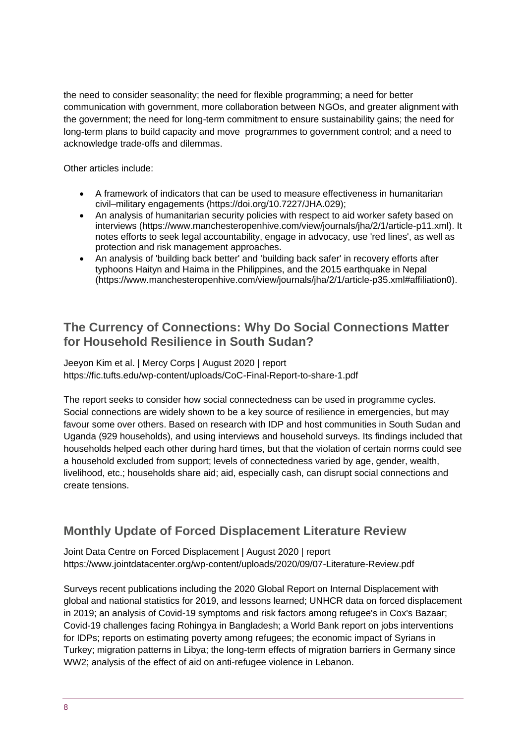the need to consider seasonality; the need for flexible programming; a need for better communication with government, more collaboration between NGOs, and greater alignment with the government; the need for long-term commitment to ensure sustainability gains; the need for long-term plans to build capacity and move programmes to government control; and a need to acknowledge trade-offs and dilemmas.

Other articles include:

- A framework of indicators that can be used to measure effectiveness in humanitarian civil–military engagements (https://doi.org/10.7227/JHA.029);
- An analysis of humanitarian security policies with respect to aid worker safety based on interviews (https://www.manchesteropenhive.com/view/journals/jha/2/1/article-p11.xml). It notes efforts to seek legal accountability, engage in advocacy, use 'red lines', as well as protection and risk management approaches.
- An analysis of 'building back better' and 'building back safer' in recovery efforts after typhoons Haityn and Haima in the Philippines, and the 2015 earthquake in Nepal (https://www.manchesteropenhive.com/view/journals/jha/2/1/article-p35.xml#affiliation0).

## The Currency of Connections: Why Do Social Connections Matter for Household Resilience in South Sudan?

Jeeyon Kim et al. | Mercy Corps | August 2020 | report
https://fic.tufts.edu/wp-content/uploads/CoC-Final-Report-to-share-1.pdf

The report seeks to consider how social connectedness can be used in programme cycles. Social connections are widely shown to be a key source of resilience in emergencies, but may favour some over others. Based on research with IDP and host communities in South Sudan and Uganda (929 households), and using interviews and household surveys. Its findings included that households helped each other during hard times, but that the violation of certain norms could see a household excluded from support; levels of connectedness varied by age, gender, wealth, livelihood, etc.; households share aid; aid, especially cash, can disrupt social connections and create tensions.

## Monthly Update of Forced Displacement Literature Review

Joint Data Centre on Forced Displacement | August 2020 | report
https://www.jointdatacenter.org/wp-content/uploads/2020/09/07-Literature-Review.pdf

Surveys recent publications including the 2020 Global Report on Internal Displacement with global and national statistics for 2019, and lessons learned; UNHCR data on forced displacement in 2019; an analysis of Covid-19 symptoms and risk factors among refugee's in Cox's Bazaar; Covid-19 challenges facing Rohingya in Bangladesh; a World Bank report on jobs interventions for IDPs; reports on estimating poverty among refugees; the economic impact of Syrians in Turkey; migration patterns in Libya; the long-term effects of migration barriers in Germany since WW2; analysis of the effect of aid on anti-refugee violence in Lebanon.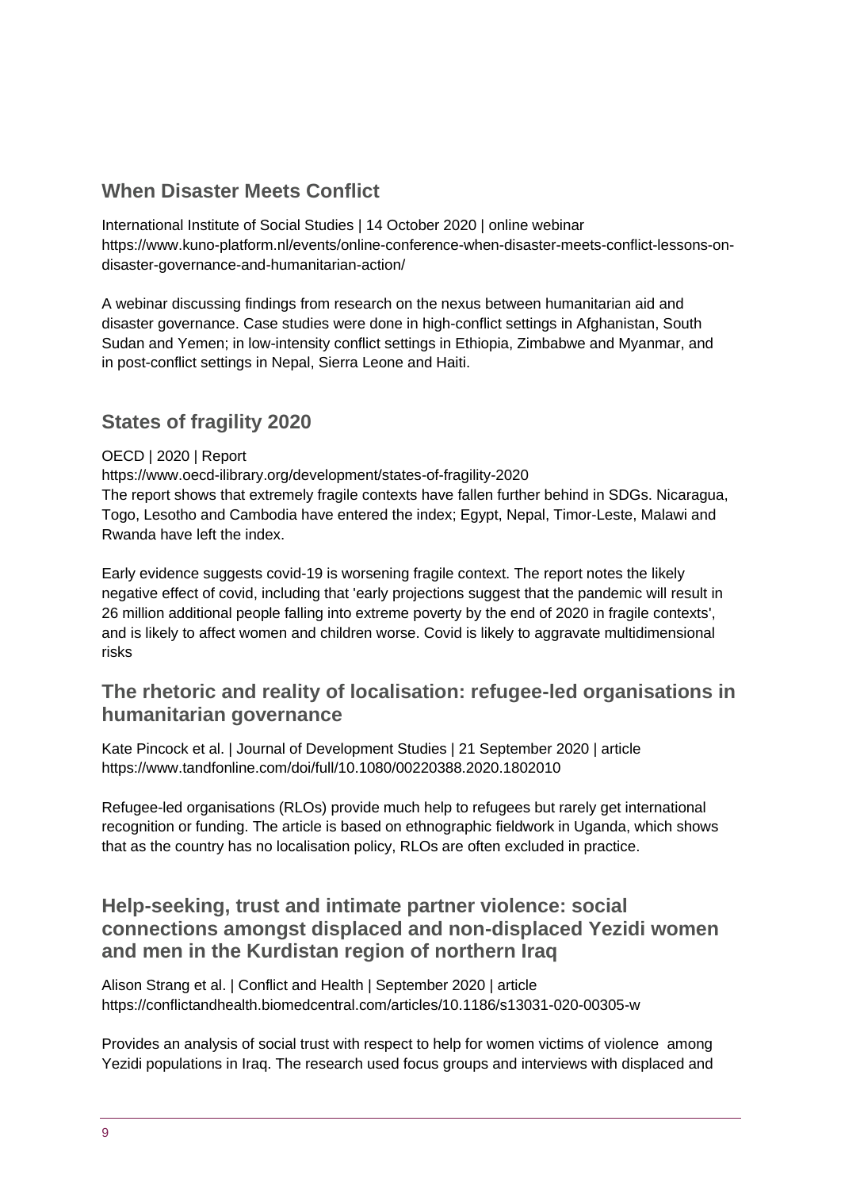## When Disaster Meets Conflict

International Institute of Social Studies | 14 October 2020 | online webinar
https://www.kuno-platform.nl/events/online-conference-when-disaster-meets-conflict-lessons-on-disaster-governance-and-humanitarian-action/

A webinar discussing findings from research on the nexus between humanitarian aid and disaster governance. Case studies were done in high-conflict settings in Afghanistan, South Sudan and Yemen; in low-intensity conflict settings in Ethiopia, Zimbabwe and Myanmar, and in post-conflict settings in Nepal, Sierra Leone and Haiti.

## States of fragility 2020

OECD | 2020 | Report
https://www.oecd-ilibrary.org/development/states-of-fragility-2020
The report shows that extremely fragile contexts have fallen further behind in SDGs. Nicaragua, Togo, Lesotho and Cambodia have entered the index; Egypt, Nepal, Timor-Leste, Malawi and Rwanda have left the index.

Early evidence suggests covid-19 is worsening fragile context. The report notes the likely negative effect of covid, including that 'early projections suggest that the pandemic will result in 26 million additional people falling into extreme poverty by the end of 2020 in fragile contexts', and is likely to affect women and children worse. Covid is likely to aggravate multidimensional risks

## The rhetoric and reality of localisation: refugee-led organisations in humanitarian governance

Kate Pincock et al. | Journal of Development Studies | 21 September 2020 | article
https://www.tandfonline.com/doi/full/10.1080/00220388.2020.1802010

Refugee-led organisations (RLOs) provide much help to refugees but rarely get international recognition or funding. The article is based on ethnographic fieldwork in Uganda, which shows that as the country has no localisation policy, RLOs are often excluded in practice.

## Help-seeking, trust and intimate partner violence: social connections amongst displaced and non-displaced Yezidi women and men in the Kurdistan region of northern Iraq

Alison Strang et al. | Conflict and Health | September 2020 | article
https://conflictandhealth.biomedcentral.com/articles/10.1186/s13031-020-00305-w

Provides an analysis of social trust with respect to help for women victims of violence among Yezidi populations in Iraq. The research used focus groups and interviews with displaced and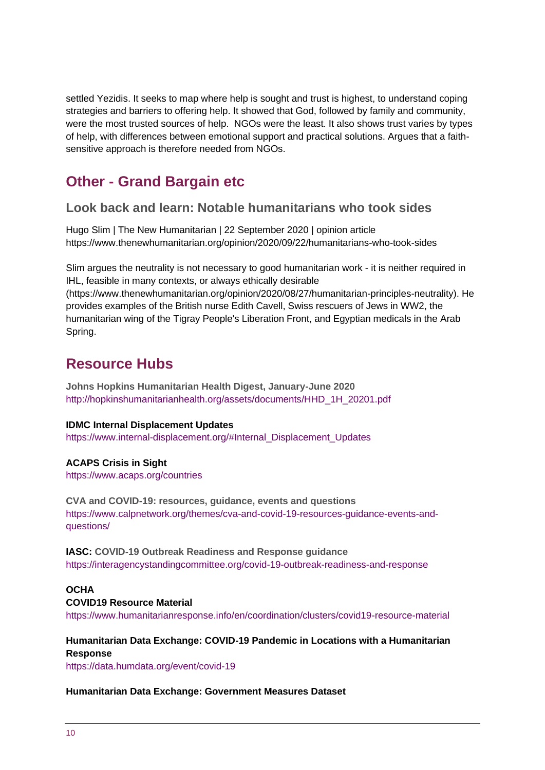settled Yezidis. It seeks to map where help is sought and trust is highest, to understand coping strategies and barriers to offering help. It showed that God, followed by family and community, were the most trusted sources of help. NGOs were the least. It also shows trust varies by types of help, with differences between emotional support and practical solutions. Argues that a faith-sensitive approach is therefore needed from NGOs.

# Other - Grand Bargain etc

## Look back and learn: Notable humanitarians who took sides

Hugo Slim | The New Humanitarian | 22 September 2020 | opinion article
https://www.thenewhumanitarian.org/opinion/2020/09/22/humanitarians-who-took-sides

Slim argues the neutrality is not necessary to good humanitarian work - it is neither required in IHL, feasible in many contexts, or always ethically desirable (https://www.thenewhumanitarian.org/opinion/2020/08/27/humanitarian-principles-neutrality). He provides examples of the British nurse Edith Cavell, Swiss rescuers of Jews in WW2, the humanitarian wing of the Tigray People's Liberation Front, and Egyptian medicals in the Arab Spring.

# Resource Hubs

**Johns Hopkins Humanitarian Health Digest, January-June 2020**
http://hopkinshumanitarianhealth.org/assets/documents/HHD_1H_20201.pdf

**IDMC Internal Displacement Updates**
https://www.internal-displacement.org/#Internal_Displacement_Updates

**ACAPS Crisis in Sight**
https://www.acaps.org/countries

**CVA and COVID-19: resources, guidance, events and questions**
https://www.calpnetwork.org/themes/cva-and-covid-19-resources-guidance-events-and-questions/

**IASC: COVID-19 Outbreak Readiness and Response guidance**
https://interagencystandingcommittee.org/covid-19-outbreak-readiness-and-response

**OCHA**
**COVID19 Resource Material**
https://www.humanitarianresponse.info/en/coordination/clusters/covid19-resource-material

**Humanitarian Data Exchange: COVID-19 Pandemic in Locations with a Humanitarian Response**
https://data.humdata.org/event/covid-19

**Humanitarian Data Exchange: Government Measures Dataset**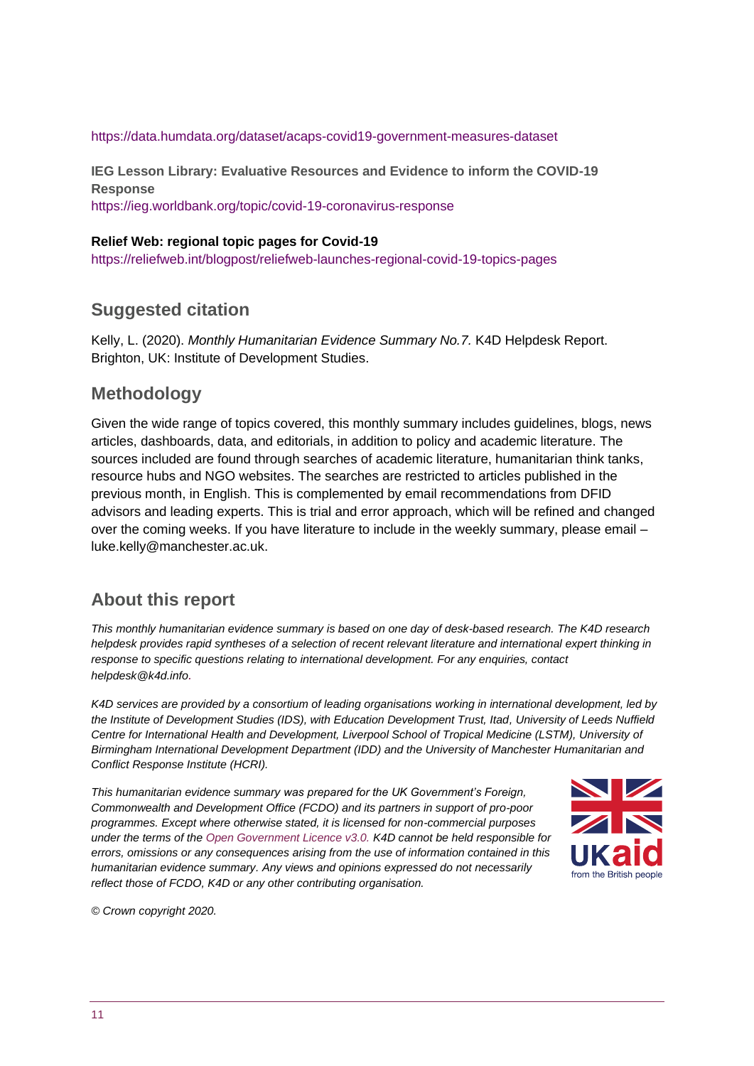https://data.humdata.org/dataset/acaps-covid19-government-measures-dataset

**IEG Lesson Library: Evaluative Resources and Evidence to inform the COVID-19 Response**
https://ieg.worldbank.org/topic/covid-19-coronavirus-response

**Relief Web: regional topic pages for Covid-19**
https://reliefweb.int/blogpost/reliefweb-launches-regional-covid-19-topics-pages

## Suggested citation

Kelly, L. (2020). *Monthly Humanitarian Evidence Summary No.7.* K4D Helpdesk Report. Brighton, UK: Institute of Development Studies.

## Methodology

Given the wide range of topics covered, this monthly summary includes guidelines, blogs, news articles, dashboards, data, and editorials, in addition to policy and academic literature. The sources included are found through searches of academic literature, humanitarian think tanks, resource hubs and NGO websites. The searches are restricted to articles published in the previous month, in English. This is complemented by email recommendations from DFID advisors and leading experts. This is trial and error approach, which will be refined and changed over the coming weeks. If you have literature to include in the weekly summary, please email – luke.kelly@manchester.ac.uk.

## About this report

*This monthly humanitarian evidence summary is based on one day of desk-based research. The K4D research helpdesk provides rapid syntheses of a selection of recent relevant literature and international expert thinking in response to specific questions relating to international development. For any enquiries, contact helpdesk@k4d.info.*

*K4D services are provided by a consortium of leading organisations working in international development, led by the Institute of Development Studies (IDS), with Education Development Trust, Itad, University of Leeds Nuffield Centre for International Health and Development, Liverpool School of Tropical Medicine (LSTM), University of Birmingham International Development Department (IDD) and the University of Manchester Humanitarian and Conflict Response Institute (HCRI).*

*This humanitarian evidence summary was prepared for the UK Government's Foreign, Commonwealth and Development Office (FCDO) and its partners in support of pro-poor programmes. Except where otherwise stated, it is licensed for non-commercial purposes under the terms of the Open Government Licence v3.0. K4D cannot be held responsible for errors, omissions or any consequences arising from the use of information contained in this humanitarian evidence summary. Any views and opinions expressed do not necessarily reflect those of FCDO, K4D or any other contributing organisation.*

UKaid from the British people

*© Crown copyright 2020.*